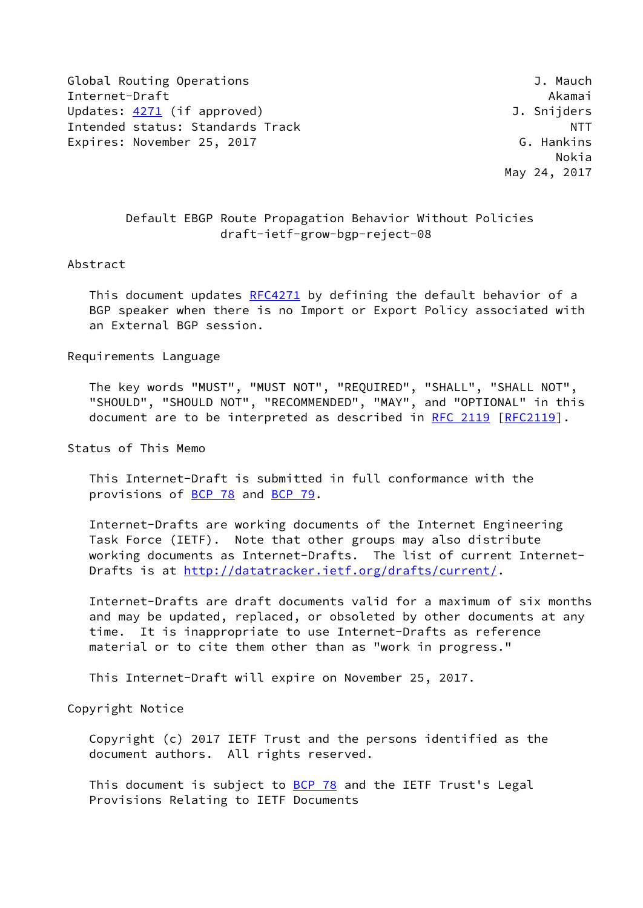Global Routing Operations J. Mauch
Internet-Draft Akamai
Updates: 4271 (if approved) J. Snijders
Intended status: Standards Track NTT
Expires: November 25, 2017 G. Hankins
Nokia
May 24, 2017

# Default EBGP Route Propagation Behavior Without Policies
draft-ietf-grow-bgp-reject-08

## Abstract

This document updates RFC4271 by defining the default behavior of a BGP speaker when there is no Import or Export Policy associated with an External BGP session.

## Requirements Language

The key words "MUST", "MUST NOT", "REQUIRED", "SHALL", "SHALL NOT", "SHOULD", "SHOULD NOT", "RECOMMENDED", "MAY", and "OPTIONAL" in this document are to be interpreted as described in RFC 2119 [RFC2119].

## Status of This Memo

This Internet-Draft is submitted in full conformance with the provisions of BCP 78 and BCP 79.

Internet-Drafts are working documents of the Internet Engineering Task Force (IETF). Note that other groups may also distribute working documents as Internet-Drafts. The list of current Internet-Drafts is at http://datatracker.ietf.org/drafts/current/.

Internet-Drafts are draft documents valid for a maximum of six months and may be updated, replaced, or obsoleted by other documents at any time. It is inappropriate to use Internet-Drafts as reference material or to cite them other than as "work in progress."

This Internet-Draft will expire on November 25, 2017.

## Copyright Notice

Copyright (c) 2017 IETF Trust and the persons identified as the document authors. All rights reserved.

This document is subject to BCP 78 and the IETF Trust's Legal Provisions Relating to IETF Documents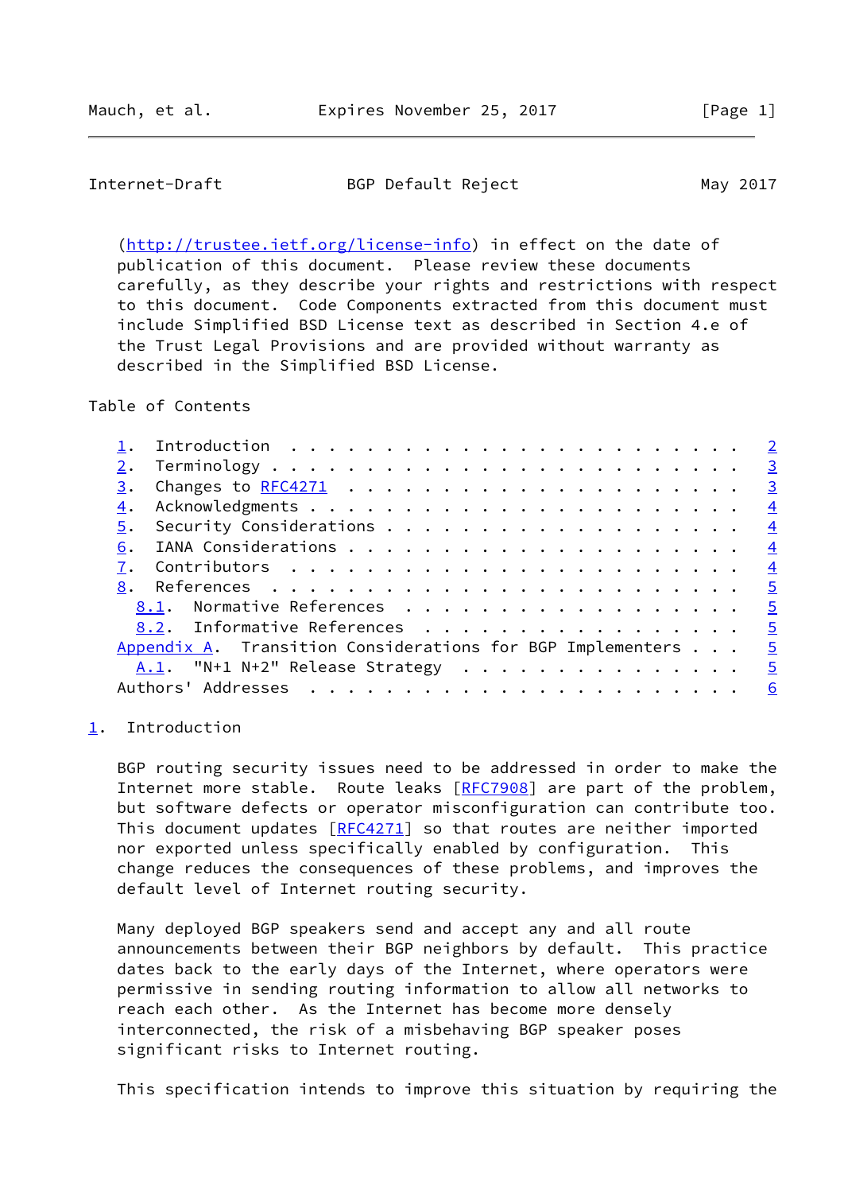(http://trustee.ietf.org/license-info) in effect on the date of publication of this document. Please review these documents carefully, as they describe your rights and restrictions with respect to this document. Code Components extracted from this document must include Simplified BSD License text as described in Section 4.e of the Trust Legal Provisions and are provided without warranty as described in the Simplified BSD License.

Table of Contents

```
   1.  Introduction  . . . . . . . . . . . . . . . . . . . . . . . .   2
   2.  Terminology . . . . . . . . . . . . . . . . . . . . . . . . .   3
   3.  Changes to RFC4271  . . . . . . . . . . . . . . . . . . . . .   3
   4.  Acknowledgments . . . . . . . . . . . . . . . . . . . . . . .   4
   5.  Security Considerations . . . . . . . . . . . . . . . . . . .   4
   6.  IANA Considerations . . . . . . . . . . . . . . . . . . . . .   4
   7.  Contributors  . . . . . . . . . . . . . . . . . . . . . . . .   4
   8.  References  . . . . . . . . . . . . . . . . . . . . . . . . .   5
     8.1.  Normative References  . . . . . . . . . . . . . . . . . .   5
     8.2.  Informative References  . . . . . . . . . . . . . . . . .   5
   Appendix A.  Transition Considerations for BGP Implementers . . .   5
     A.1.  "N+1 N+2" Release Strategy  . . . . . . . . . . . . . . .   5
   Authors' Addresses  . . . . . . . . . . . . . . . . . . . . . . .   6
```

## 1. Introduction

BGP routing security issues need to be addressed in order to make the Internet more stable. Route leaks [RFC7908] are part of the problem, but software defects or operator misconfiguration can contribute too. This document updates [RFC4271] so that routes are neither imported nor exported unless specifically enabled by configuration. This change reduces the consequences of these problems, and improves the default level of Internet routing security.

Many deployed BGP speakers send and accept any and all route announcements between their BGP neighbors by default. This practice dates back to the early days of the Internet, where operators were permissive in sending routing information to allow all networks to reach each other. As the Internet has become more densely interconnected, the risk of a misbehaving BGP speaker poses significant risks to Internet routing.

This specification intends to improve this situation by requiring the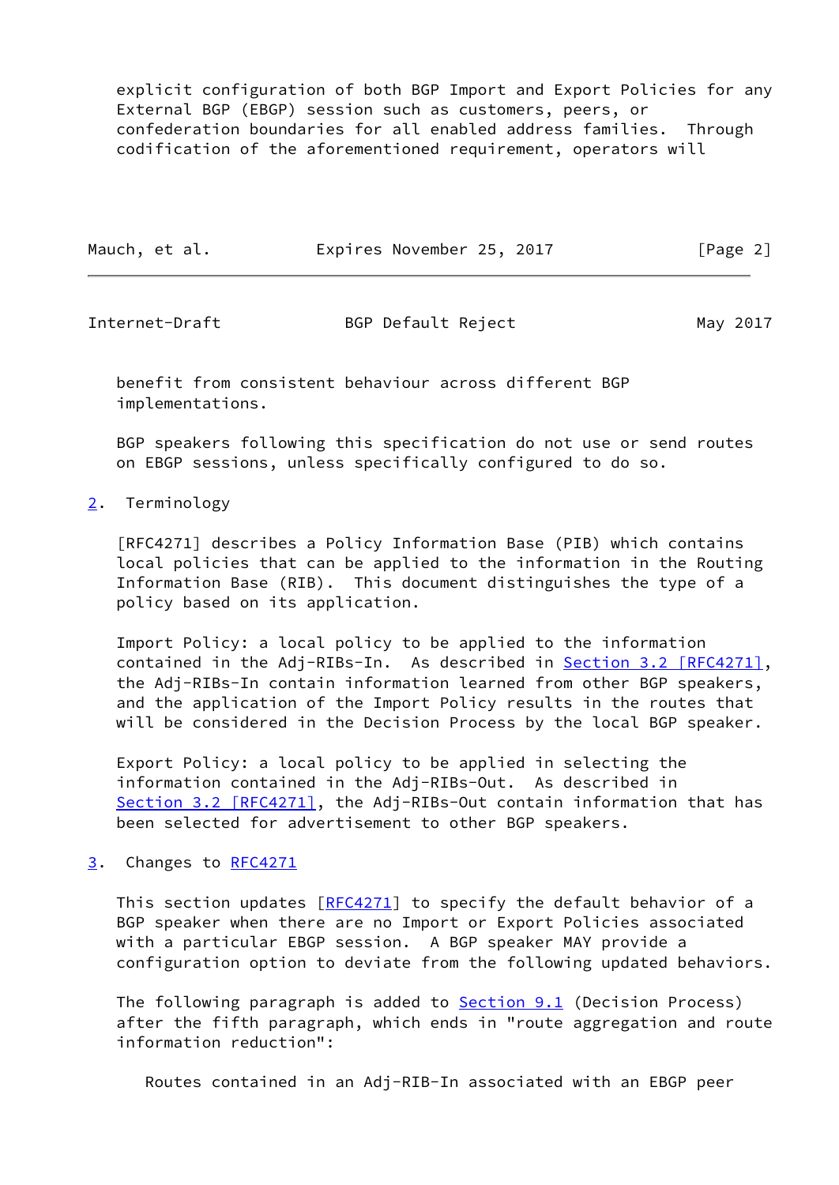explicit configuration of both BGP Import and Export Policies for any External BGP (EBGP) session such as customers, peers, or confederation boundaries for all enabled address families. Through codification of the aforementioned requirement, operators will benefit from consistent behaviour across different BGP implementations.

BGP speakers following this specification do not use or send routes on EBGP sessions, unless specifically configured to do so.

## 2. Terminology

[RFC4271] describes a Policy Information Base (PIB) which contains local policies that can be applied to the information in the Routing Information Base (RIB). This document distinguishes the type of a policy based on its application.

Import Policy: a local policy to be applied to the information contained in the Adj-RIBs-In. As described in Section 3.2 [RFC4271], the Adj-RIBs-In contain information learned from other BGP speakers, and the application of the Import Policy results in the routes that will be considered in the Decision Process by the local BGP speaker.

Export Policy: a local policy to be applied in selecting the information contained in the Adj-RIBs-Out. As described in Section 3.2 [RFC4271], the Adj-RIBs-Out contain information that has been selected for advertisement to other BGP speakers.

## 3. Changes to RFC4271

This section updates [RFC4271] to specify the default behavior of a BGP speaker when there are no Import or Export Policies associated with a particular EBGP session. A BGP speaker MAY provide a configuration option to deviate from the following updated behaviors.

The following paragraph is added to Section 9.1 (Decision Process) after the fifth paragraph, which ends in "route aggregation and route information reduction":

Routes contained in an Adj-RIB-In associated with an EBGP peer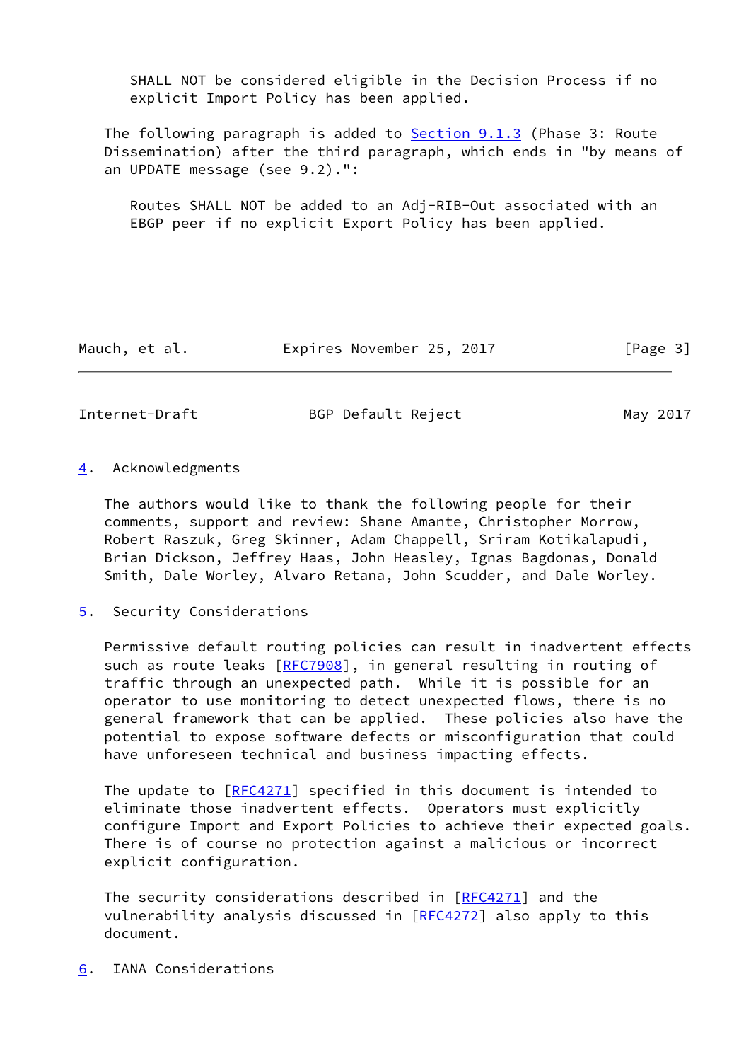SHALL NOT be considered eligible in the Decision Process if no explicit Import Policy has been applied.

The following paragraph is added to Section 9.1.3 (Phase 3: Route Dissemination) after the third paragraph, which ends in "by means of an UPDATE message (see 9.2).":

Routes SHALL NOT be added to an Adj-RIB-Out associated with an EBGP peer if no explicit Export Policy has been applied.

## 4. Acknowledgments

The authors would like to thank the following people for their comments, support and review: Shane Amante, Christopher Morrow, Robert Raszuk, Greg Skinner, Adam Chappell, Sriram Kotikalapudi, Brian Dickson, Jeffrey Haas, John Heasley, Ignas Bagdonas, Donald Smith, Dale Worley, Alvaro Retana, John Scudder, and Dale Worley.

## 5. Security Considerations

Permissive default routing policies can result in inadvertent effects such as route leaks [RFC7908], in general resulting in routing of traffic through an unexpected path. While it is possible for an operator to use monitoring to detect unexpected flows, there is no general framework that can be applied. These policies also have the potential to expose software defects or misconfiguration that could have unforeseen technical and business impacting effects.

The update to [RFC4271] specified in this document is intended to eliminate those inadvertent effects. Operators must explicitly configure Import and Export Policies to achieve their expected goals. There is of course no protection against a malicious or incorrect explicit configuration.

The security considerations described in [RFC4271] and the vulnerability analysis discussed in [RFC4272] also apply to this document.

## 6. IANA Considerations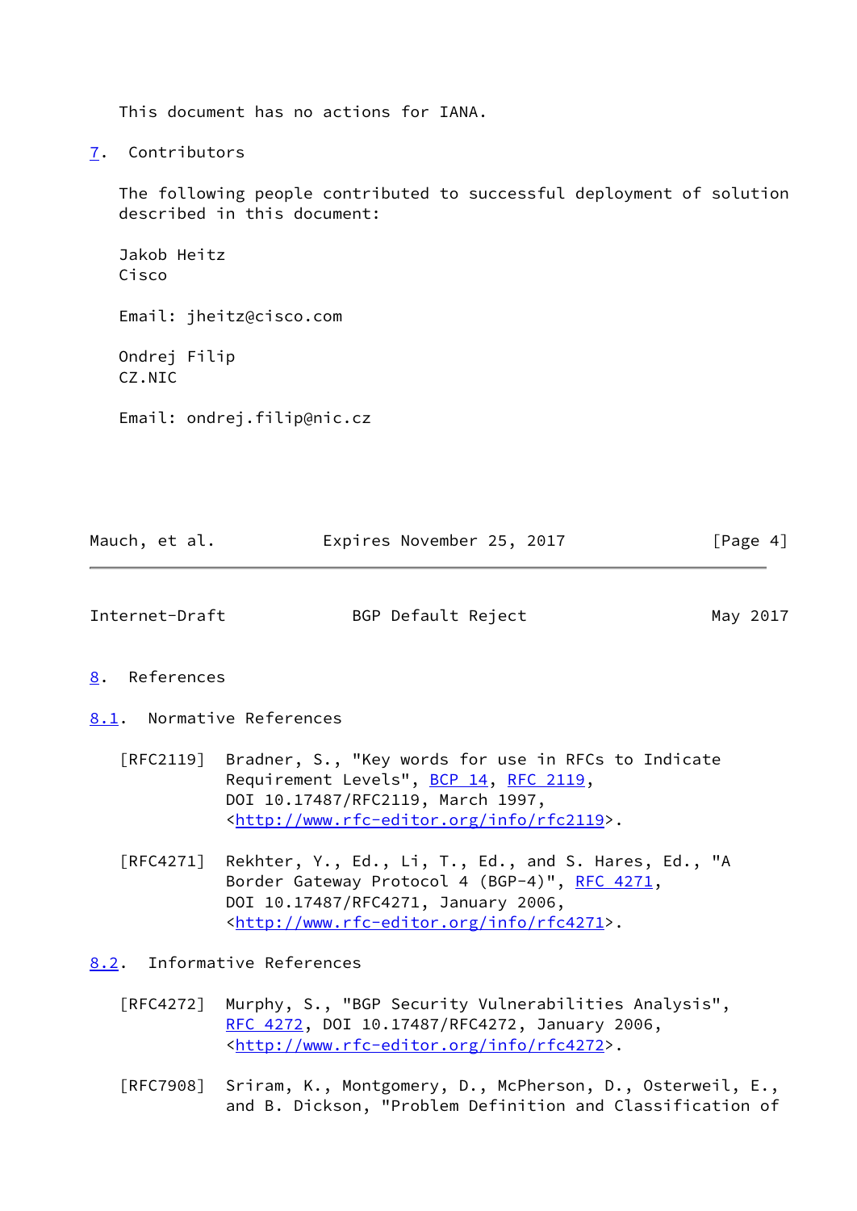This document has no actions for IANA.

## 7. Contributors

The following people contributed to successful deployment of solution described in this document:

Jakob Heitz
Cisco

Email: jheitz@cisco.com

Ondrej Filip
CZ.NIC

Email: ondrej.filip@nic.cz

## 8. References

### 8.1. Normative References

[RFC2119] Bradner, S., "Key words for use in RFCs to Indicate Requirement Levels", BCP 14, RFC 2119, DOI 10.17487/RFC2119, March 1997, <http://www.rfc-editor.org/info/rfc2119>.

[RFC4271] Rekhter, Y., Ed., Li, T., Ed., and S. Hares, Ed., "A Border Gateway Protocol 4 (BGP-4)", RFC 4271, DOI 10.17487/RFC4271, January 2006, <http://www.rfc-editor.org/info/rfc4271>.

### 8.2. Informative References

[RFC4272] Murphy, S., "BGP Security Vulnerabilities Analysis", RFC 4272, DOI 10.17487/RFC4272, January 2006, <http://www.rfc-editor.org/info/rfc4272>.

[RFC7908] Sriram, K., Montgomery, D., McPherson, D., Osterweil, E., and B. Dickson, "Problem Definition and Classification of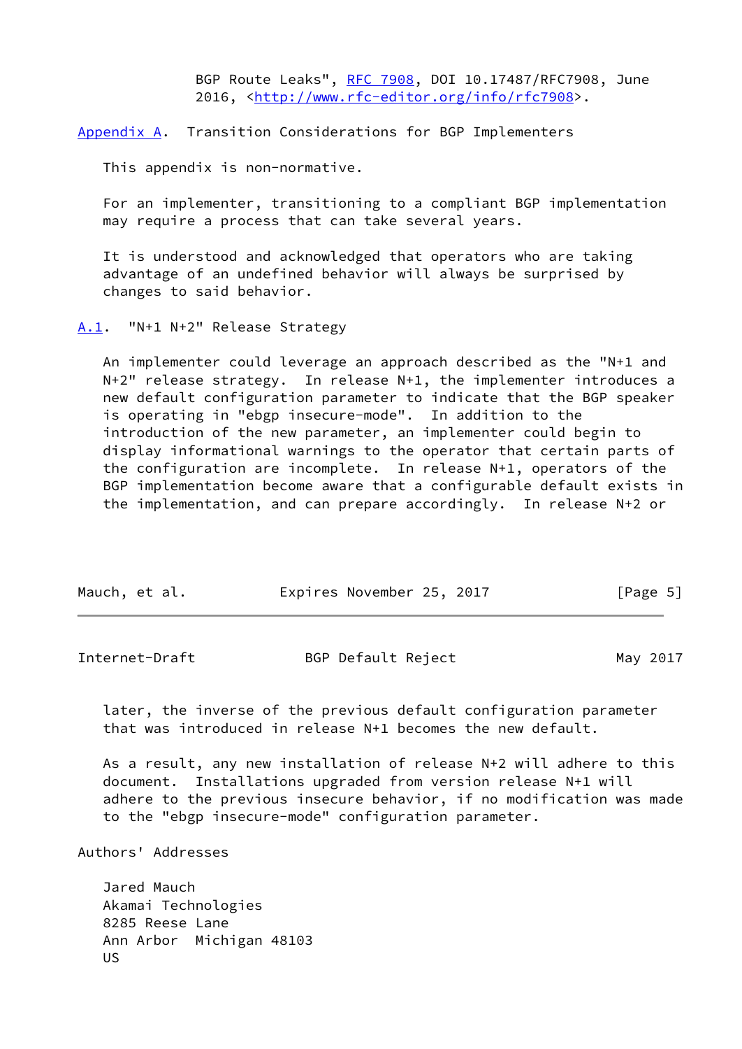BGP Route Leaks", RFC 7908, DOI 10.17487/RFC7908, June 2016, <http://www.rfc-editor.org/info/rfc7908>.

## Appendix A. Transition Considerations for BGP Implementers

This appendix is non-normative.

For an implementer, transitioning to a compliant BGP implementation may require a process that can take several years.

It is understood and acknowledged that operators who are taking advantage of an undefined behavior will always be surprised by changes to said behavior.

### A.1. "N+1 N+2" Release Strategy

An implementer could leverage an approach described as the "N+1 and N+2" release strategy. In release N+1, the implementer introduces a new default configuration parameter to indicate that the BGP speaker is operating in "ebgp insecure-mode". In addition to the introduction of the new parameter, an implementer could begin to display informational warnings to the operator that certain parts of the configuration are incomplete. In release N+1, operators of the BGP implementation become aware that a configurable default exists in the implementation, and can prepare accordingly. In release N+2 or later, the inverse of the previous default configuration parameter that was introduced in release N+1 becomes the new default.

As a result, any new installation of release N+2 will adhere to this document. Installations upgraded from version release N+1 will adhere to the previous insecure behavior, if no modification was made to the "ebgp insecure-mode" configuration parameter.

## Authors' Addresses

Jared Mauch
Akamai Technologies
8285 Reese Lane
Ann Arbor Michigan 48103
US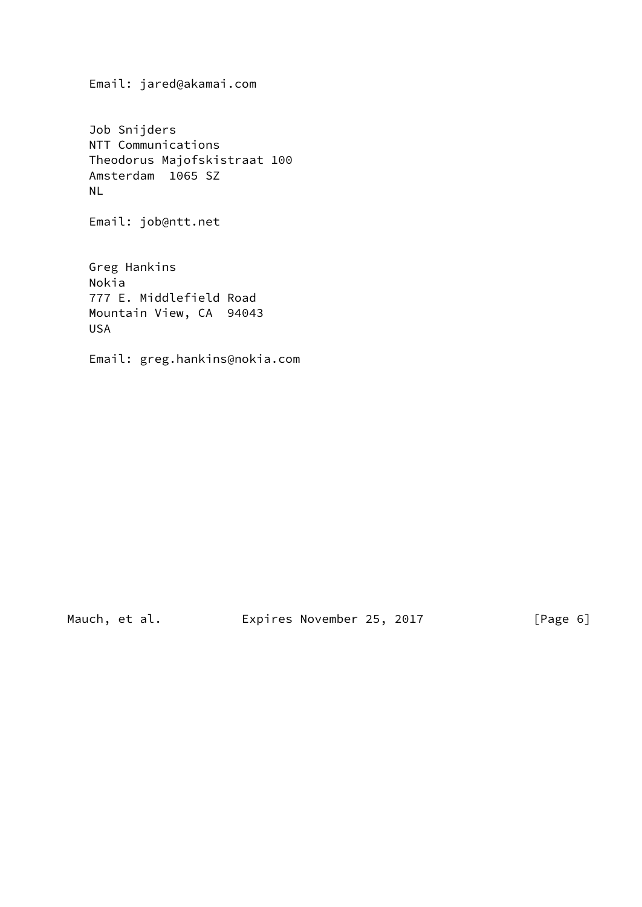Email: jared@akamai.com

Job Snijders
NTT Communications
Theodorus Majofskistraat 100
Amsterdam  1065 SZ
NL

Email: job@ntt.net

Greg Hankins
Nokia
777 E. Middlefield Road
Mountain View, CA  94043
USA

Email: greg.hankins@nokia.com